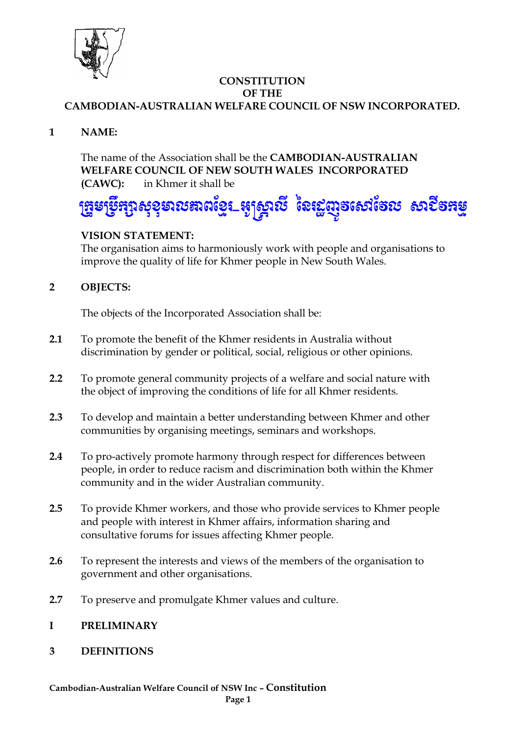# CONSTITUTION
# OF THE
# CAMBODIAN-AUSTRALIAN WELFARE COUNCIL OF NSW INCORPORATED.

## 1 NAME:

The name of the Association shall be the **CAMBODIAN-AUSTRALIAN WELFARE COUNCIL OF NEW SOUTH WALES INCORPORATED (CAWC):** in Khmer it shall be

**ក្រុមប្រឹក្សាសុខុមាលភាពខ្មែរ-អូស្ត្រាលី នៃរដ្ឋញូវសៅវែល សាជីវកម្ម**

**VISION STATEMENT:**
The organisation aims to harmoniously work with people and organisations to improve the quality of life for Khmer people in New South Wales.

## 2 OBJECTS:

The objects of the Incorporated Association shall be:

**2.1** To promote the benefit of the Khmer residents in Australia without discrimination by gender or political, social, religious or other opinions.

**2.2** To promote general community projects of a welfare and social nature with the object of improving the conditions of life for all Khmer residents.

**2.3** To develop and maintain a better understanding between Khmer and other communities by organising meetings, seminars and workshops.

**2.4** To pro-actively promote harmony through respect for differences between people, in order to reduce racism and discrimination both within the Khmer community and in the wider Australian community.

**2.5** To provide Khmer workers, and those who provide services to Khmer people and people with interest in Khmer affairs, information sharing and consultative forums for issues affecting Khmer people.

**2.6** To represent the interests and views of the members of the organisation to government and other organisations.

**2.7** To preserve and promulgate Khmer values and culture.

## I PRELIMINARY

## 3 DEFINITIONS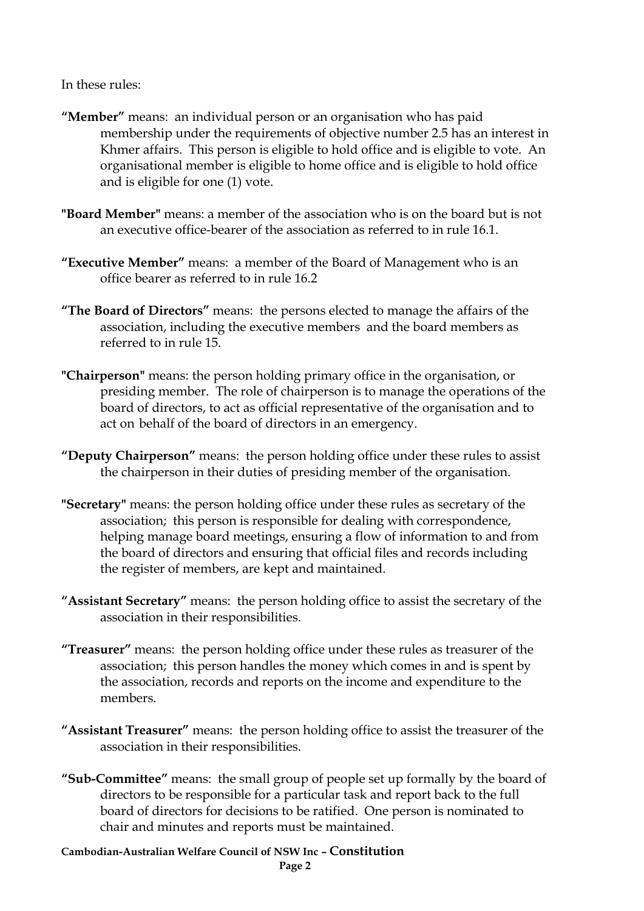In these rules:

**"Member"** means: an individual person or an organisation who has paid membership under the requirements of objective number 2.5 has an interest in Khmer affairs. This person is eligible to hold office and is eligible to vote. An organisational member is eligible to home office and is eligible to hold office and is eligible for one (1) vote.

**"Board Member"** means: a member of the association who is on the board but is not an executive office-bearer of the association as referred to in rule 16.1.

**"Executive Member"** means: a member of the Board of Management who is an office bearer as referred to in rule 16.2

**"The Board of Directors"** means: the persons elected to manage the affairs of the association, including the executive members and the board members as referred to in rule 15.

**"Chairperson"** means: the person holding primary office in the organisation, or presiding member. The role of chairperson is to manage the operations of the board of directors, to act as official representative of the organisation and to act on behalf of the board of directors in an emergency.

**"Deputy Chairperson"** means: the person holding office under these rules to assist the chairperson in their duties of presiding member of the organisation.

**"Secretary"** means: the person holding office under these rules as secretary of the association; this person is responsible for dealing with correspondence, helping manage board meetings, ensuring a flow of information to and from the board of directors and ensuring that official files and records including the register of members, are kept and maintained.

**"Assistant Secretary"** means: the person holding office to assist the secretary of the association in their responsibilities.

**"Treasurer"** means: the person holding office under these rules as treasurer of the association; this person handles the money which comes in and is spent by the association, records and reports on the income and expenditure to the members.

**"Assistant Treasurer"** means: the person holding office to assist the treasurer of the association in their responsibilities.

**"Sub-Committee"** means: the small group of people set up formally by the board of directors to be responsible for a particular task and report back to the full board of directors for decisions to be ratified. One person is nominated to chair and minutes and reports must be maintained.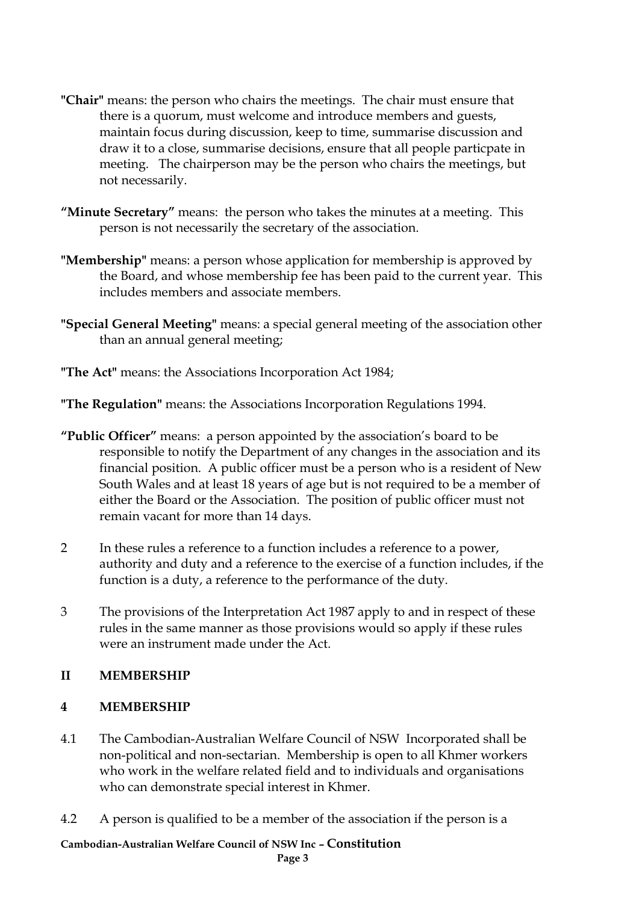**"Chair"** means: the person who chairs the meetings. The chair must ensure that there is a quorum, must welcome and introduce members and guests, maintain focus during discussion, keep to time, summarise discussion and draw it to a close, summarise decisions, ensure that all people particpate in meeting. The chairperson may be the person who chairs the meetings, but not necessarily.

**"Minute Secretary"** means: the person who takes the minutes at a meeting. This person is not necessarily the secretary of the association.

**"Membership"** means: a person whose application for membership is approved by the Board, and whose membership fee has been paid to the current year. This includes members and associate members.

**"Special General Meeting"** means: a special general meeting of the association other than an annual general meeting;

**"The Act"** means: the Associations Incorporation Act 1984;

**"The Regulation"** means: the Associations Incorporation Regulations 1994.

**"Public Officer"** means: a person appointed by the association's board to be responsible to notify the Department of any changes in the association and its financial position. A public officer must be a person who is a resident of New South Wales and at least 18 years of age but is not required to be a member of either the Board or the Association. The position of public officer must not remain vacant for more than 14 days.

2 In these rules a reference to a function includes a reference to a power, authority and duty and a reference to the exercise of a function includes, if the function is a duty, a reference to the performance of the duty.

3 The provisions of the Interpretation Act 1987 apply to and in respect of these rules in the same manner as those provisions would so apply if these rules were an instrument made under the Act.

## II MEMBERSHIP

### 4 MEMBERSHIP

4.1 The Cambodian-Australian Welfare Council of NSW Incorporated shall be non-political and non-sectarian. Membership is open to all Khmer workers who work in the welfare related field and to individuals and organisations who can demonstrate special interest in Khmer.

4.2 A person is qualified to be a member of the association if the person is a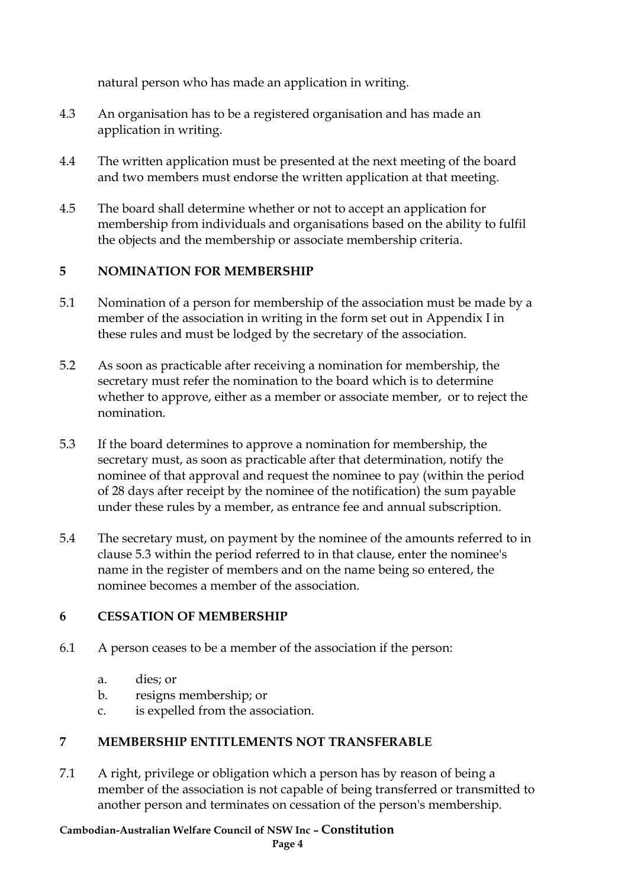natural person who has made an application in writing.

4.3 An organisation has to be a registered organisation and has made an application in writing.

4.4 The written application must be presented at the next meeting of the board and two members must endorse the written application at that meeting.

4.5 The board shall determine whether or not to accept an application for membership from individuals and organisations based on the ability to fulfil the objects and the membership or associate membership criteria.

## 5 NOMINATION FOR MEMBERSHIP

5.1 Nomination of a person for membership of the association must be made by a member of the association in writing in the form set out in Appendix I in these rules and must be lodged by the secretary of the association.

5.2 As soon as practicable after receiving a nomination for membership, the secretary must refer the nomination to the board which is to determine whether to approve, either as a member or associate member, or to reject the nomination.

5.3 If the board determines to approve a nomination for membership, the secretary must, as soon as practicable after that determination, notify the nominee of that approval and request the nominee to pay (within the period of 28 days after receipt by the nominee of the notification) the sum payable under these rules by a member, as entrance fee and annual subscription.

5.4 The secretary must, on payment by the nominee of the amounts referred to in clause 5.3 within the period referred to in that clause, enter the nominee's name in the register of members and on the name being so entered, the nominee becomes a member of the association.

## 6 CESSATION OF MEMBERSHIP

6.1 A person ceases to be a member of the association if the person:

a. dies; or
b. resigns membership; or
c. is expelled from the association.

## 7 MEMBERSHIP ENTITLEMENTS NOT TRANSFERABLE

7.1 A right, privilege or obligation which a person has by reason of being a member of the association is not capable of being transferred or transmitted to another person and terminates on cessation of the person's membership.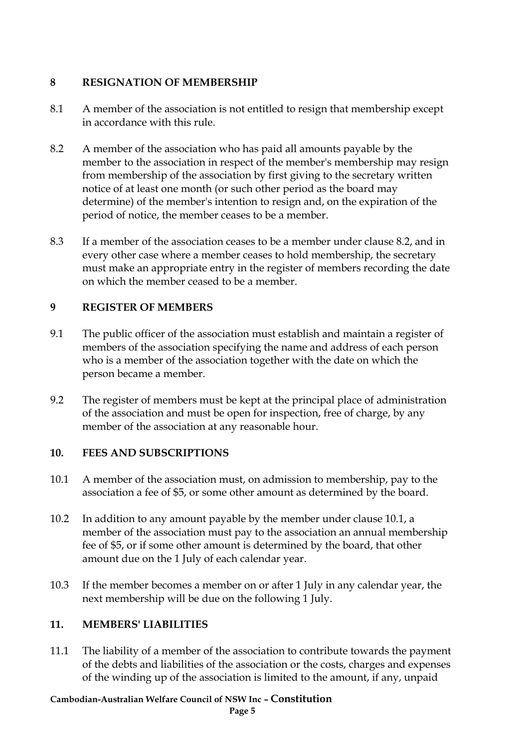## 8 RESIGNATION OF MEMBERSHIP

8.1 A member of the association is not entitled to resign that membership except in accordance with this rule.

8.2 A member of the association who has paid all amounts payable by the member to the association in respect of the member's membership may resign from membership of the association by first giving to the secretary written notice of at least one month (or such other period as the board may determine) of the member's intention to resign and, on the expiration of the period of notice, the member ceases to be a member.

8.3 If a member of the association ceases to be a member under clause 8.2, and in every other case where a member ceases to hold membership, the secretary must make an appropriate entry in the register of members recording the date on which the member ceased to be a member.

## 9 REGISTER OF MEMBERS

9.1 The public officer of the association must establish and maintain a register of members of the association specifying the name and address of each person who is a member of the association together with the date on which the person became a member.

9.2 The register of members must be kept at the principal place of administration of the association and must be open for inspection, free of charge, by any member of the association at any reasonable hour.

## 10. FEES AND SUBSCRIPTIONS

10.1 A member of the association must, on admission to membership, pay to the association a fee of $5, or some other amount as determined by the board.

10.2 In addition to any amount payable by the member under clause 10.1, a member of the association must pay to the association an annual membership fee of $5, or if some other amount is determined by the board, that other amount due on the 1 July of each calendar year.

10.3 If the member becomes a member on or after 1 July in any calendar year, the next membership will be due on the following 1 July.

## 11. MEMBERS' LIABILITIES

11.1 The liability of a member of the association to contribute towards the payment of the debts and liabilities of the association or the costs, charges and expenses of the winding up of the association is limited to the amount, if any, unpaid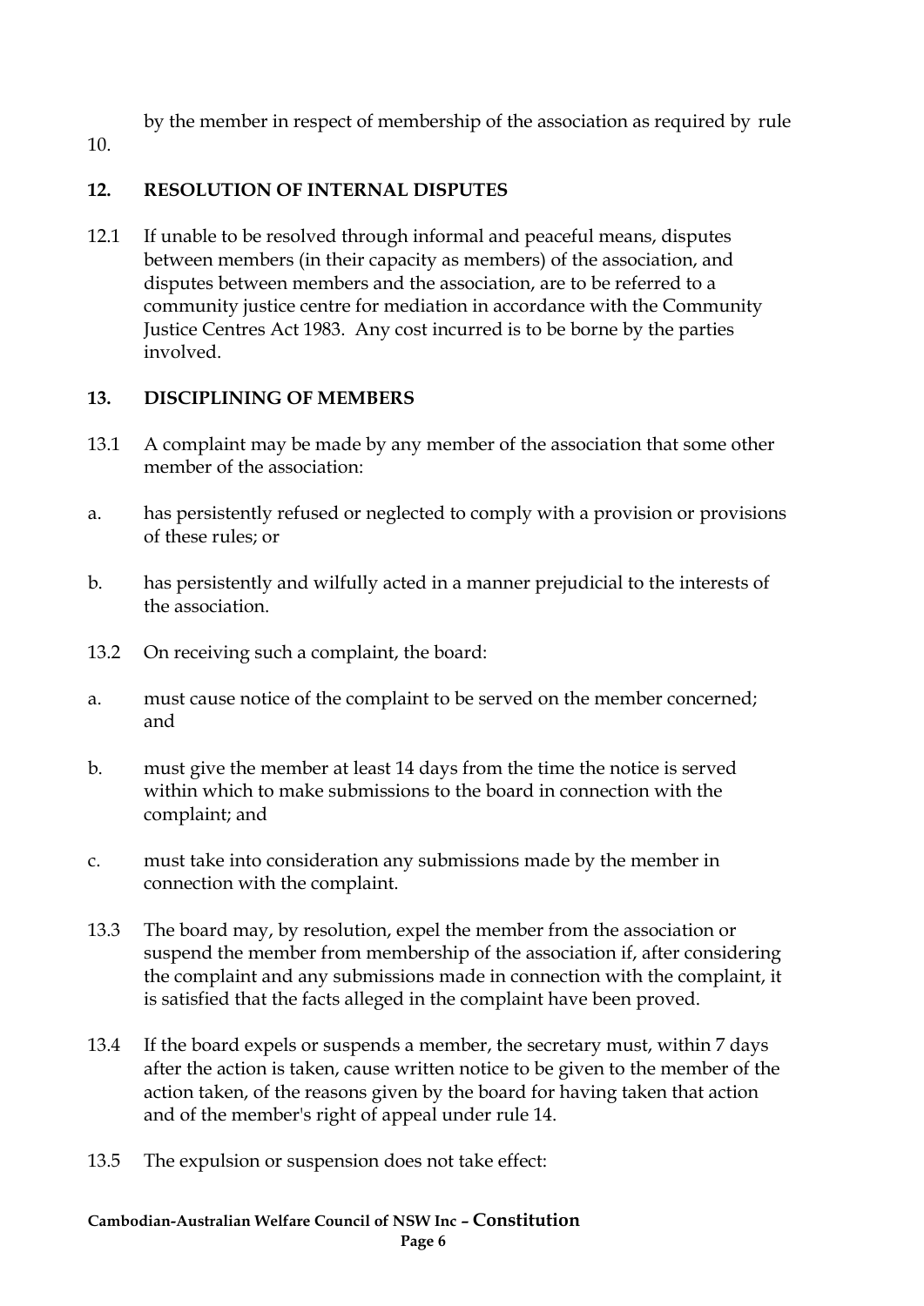by the member in respect of membership of the association as required by rule 10.

## 12. RESOLUTION OF INTERNAL DISPUTES

12.1 If unable to be resolved through informal and peaceful means, disputes between members (in their capacity as members) of the association, and disputes between members and the association, are to be referred to a community justice centre for mediation in accordance with the Community Justice Centres Act 1983. Any cost incurred is to be borne by the parties involved.

## 13. DISCIPLINING OF MEMBERS

13.1 A complaint may be made by any member of the association that some other member of the association:

a. has persistently refused or neglected to comply with a provision or provisions of these rules; or

b. has persistently and wilfully acted in a manner prejudicial to the interests of the association.

13.2 On receiving such a complaint, the board:

a. must cause notice of the complaint to be served on the member concerned; and

b. must give the member at least 14 days from the time the notice is served within which to make submissions to the board in connection with the complaint; and

c. must take into consideration any submissions made by the member in connection with the complaint.

13.3 The board may, by resolution, expel the member from the association or suspend the member from membership of the association if, after considering the complaint and any submissions made in connection with the complaint, it is satisfied that the facts alleged in the complaint have been proved.

13.4 If the board expels or suspends a member, the secretary must, within 7 days after the action is taken, cause written notice to be given to the member of the action taken, of the reasons given by the board for having taken that action and of the member's right of appeal under rule 14.

13.5 The expulsion or suspension does not take effect: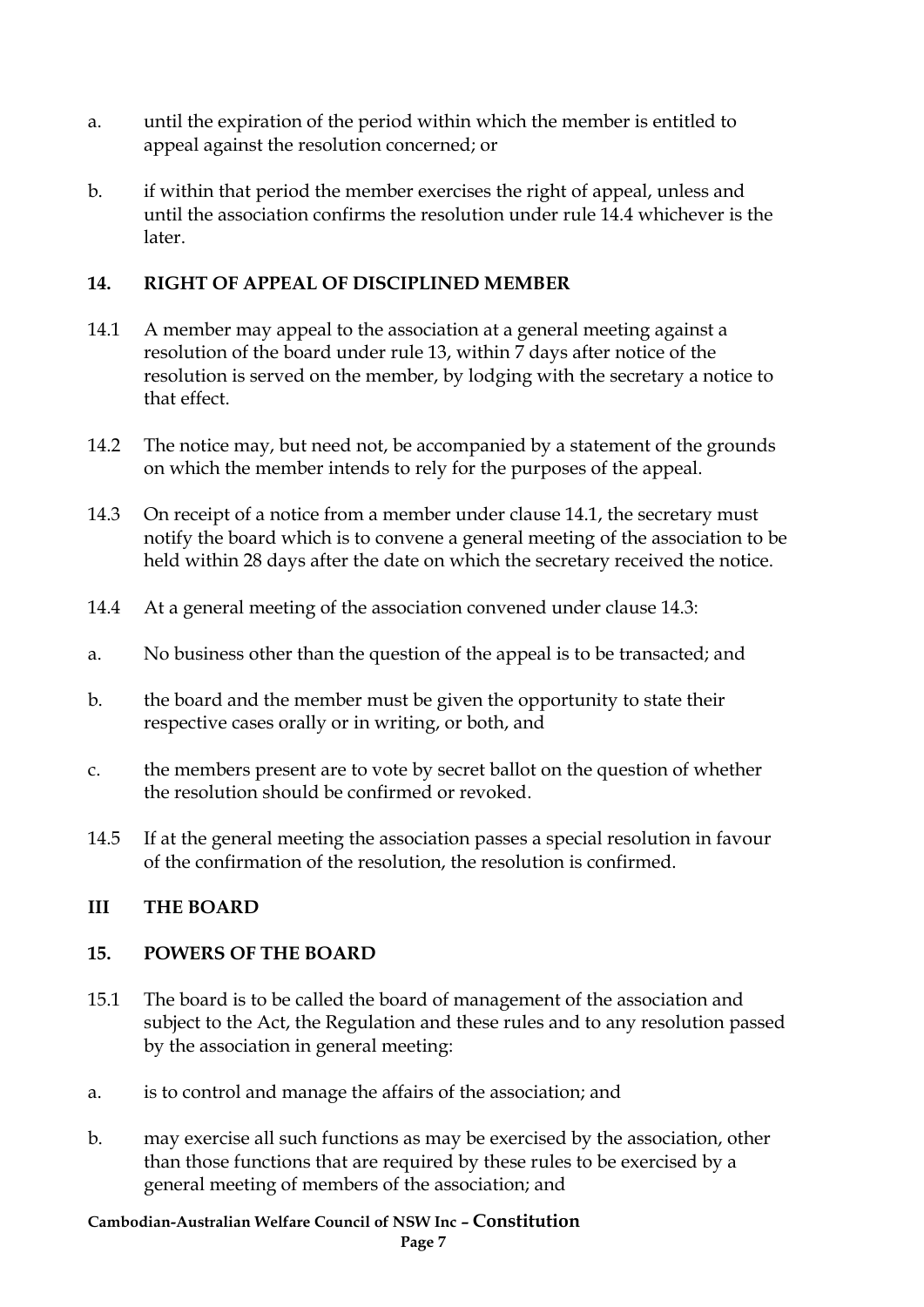a. until the expiration of the period within which the member is entitled to appeal against the resolution concerned; or

b. if within that period the member exercises the right of appeal, unless and until the association confirms the resolution under rule 14.4 whichever is the later.

## 14. RIGHT OF APPEAL OF DISCIPLINED MEMBER

14.1 A member may appeal to the association at a general meeting against a resolution of the board under rule 13, within 7 days after notice of the resolution is served on the member, by lodging with the secretary a notice to that effect.

14.2 The notice may, but need not, be accompanied by a statement of the grounds on which the member intends to rely for the purposes of the appeal.

14.3 On receipt of a notice from a member under clause 14.1, the secretary must notify the board which is to convene a general meeting of the association to be held within 28 days after the date on which the secretary received the notice.

14.4 At a general meeting of the association convened under clause 14.3:

a. No business other than the question of the appeal is to be transacted; and

b. the board and the member must be given the opportunity to state their respective cases orally or in writing, or both, and

c. the members present are to vote by secret ballot on the question of whether the resolution should be confirmed or revoked.

14.5 If at the general meeting the association passes a special resolution in favour of the confirmation of the resolution, the resolution is confirmed.

# III THE BOARD

## 15. POWERS OF THE BOARD

15.1 The board is to be called the board of management of the association and subject to the Act, the Regulation and these rules and to any resolution passed by the association in general meeting:

a. is to control and manage the affairs of the association; and

b. may exercise all such functions as may be exercised by the association, other than those functions that are required by these rules to be exercised by a general meeting of members of the association; and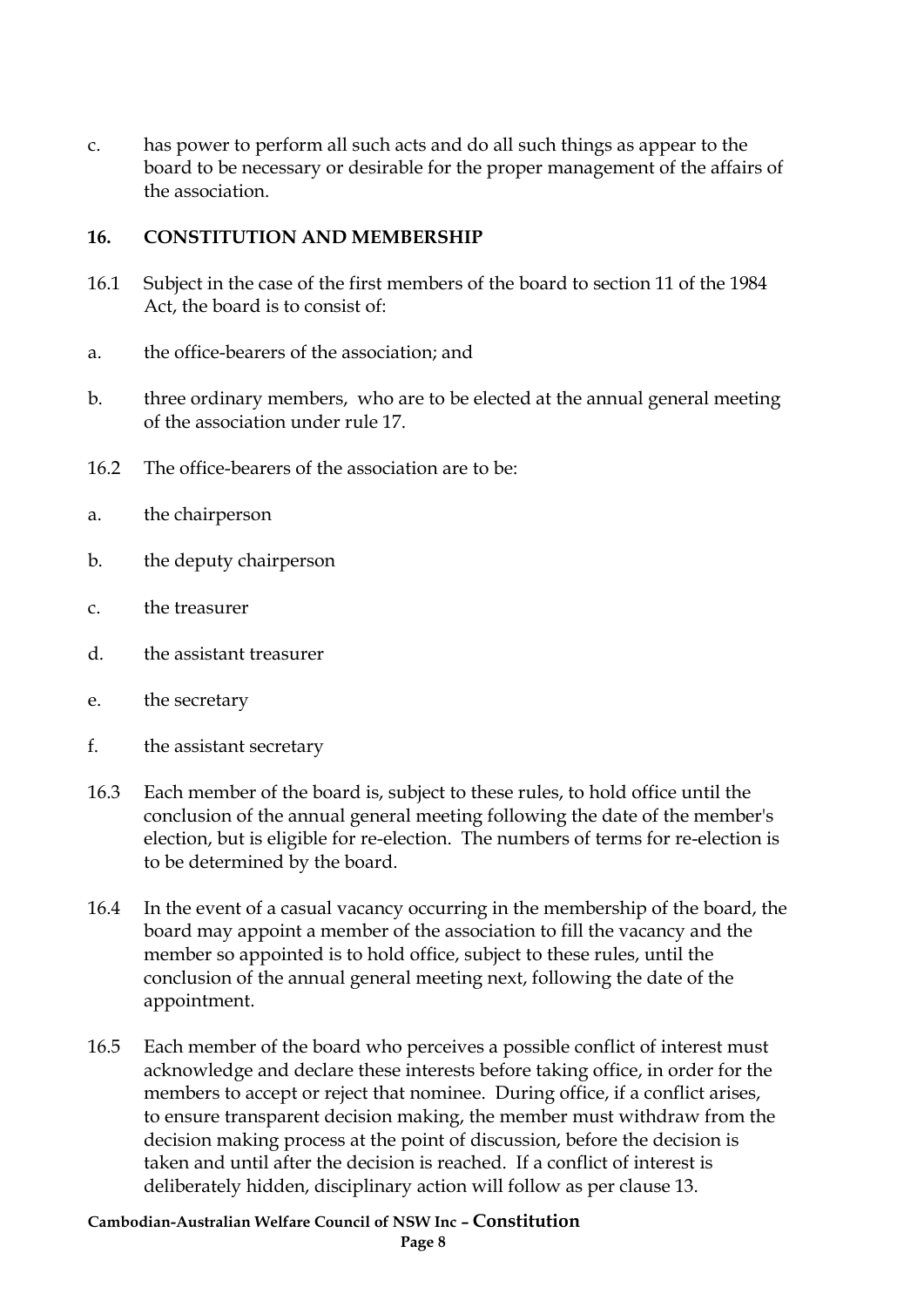c. has power to perform all such acts and do all such things as appear to the board to be necessary or desirable for the proper management of the affairs of the association.

## 16. CONSTITUTION AND MEMBERSHIP

16.1 Subject in the case of the first members of the board to section 11 of the 1984 Act, the board is to consist of:

a. the office-bearers of the association; and

b. three ordinary members, who are to be elected at the annual general meeting of the association under rule 17.

16.2 The office-bearers of the association are to be:

a. the chairperson

b. the deputy chairperson

c. the treasurer

d. the assistant treasurer

e. the secretary

f. the assistant secretary

16.3 Each member of the board is, subject to these rules, to hold office until the conclusion of the annual general meeting following the date of the member's election, but is eligible for re-election. The numbers of terms for re-election is to be determined by the board.

16.4 In the event of a casual vacancy occurring in the membership of the board, the board may appoint a member of the association to fill the vacancy and the member so appointed is to hold office, subject to these rules, until the conclusion of the annual general meeting next, following the date of the appointment.

16.5 Each member of the board who perceives a possible conflict of interest must acknowledge and declare these interests before taking office, in order for the members to accept or reject that nominee. During office, if a conflict arises, to ensure transparent decision making, the member must withdraw from the decision making process at the point of discussion, before the decision is taken and until after the decision is reached. If a conflict of interest is deliberately hidden, disciplinary action will follow as per clause 13.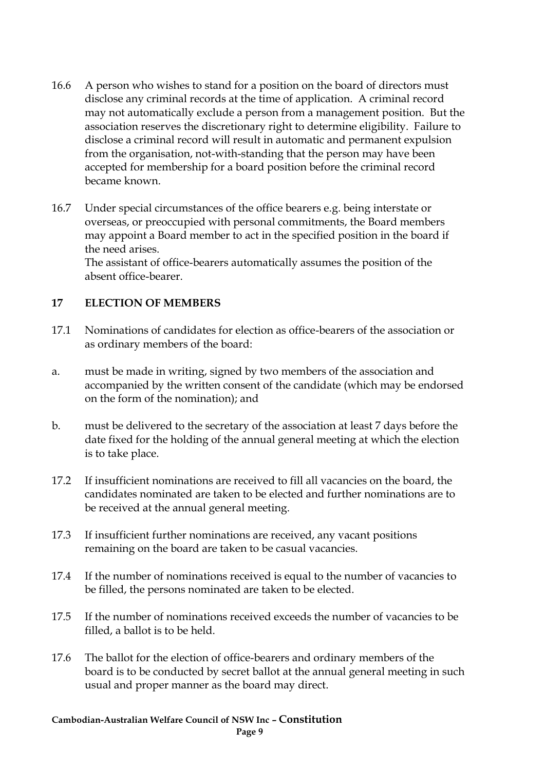16.6 A person who wishes to stand for a position on the board of directors must disclose any criminal records at the time of application. A criminal record may not automatically exclude a person from a management position. But the association reserves the discretionary right to determine eligibility. Failure to disclose a criminal record will result in automatic and permanent expulsion from the organisation, not-with-standing that the person may have been accepted for membership for a board position before the criminal record became known.

16.7 Under special circumstances of the office bearers e.g. being interstate or overseas, or preoccupied with personal commitments, the Board members may appoint a Board member to act in the specified position in the board if the need arises.
The assistant of office-bearers automatically assumes the position of the absent office-bearer.

## 17 ELECTION OF MEMBERS

17.1 Nominations of candidates for election as office-bearers of the association or as ordinary members of the board:

a. must be made in writing, signed by two members of the association and accompanied by the written consent of the candidate (which may be endorsed on the form of the nomination); and

b. must be delivered to the secretary of the association at least 7 days before the date fixed for the holding of the annual general meeting at which the election is to take place.

17.2 If insufficient nominations are received to fill all vacancies on the board, the candidates nominated are taken to be elected and further nominations are to be received at the annual general meeting.

17.3 If insufficient further nominations are received, any vacant positions remaining on the board are taken to be casual vacancies.

17.4 If the number of nominations received is equal to the number of vacancies to be filled, the persons nominated are taken to be elected.

17.5 If the number of nominations received exceeds the number of vacancies to be filled, a ballot is to be held.

17.6 The ballot for the election of office-bearers and ordinary members of the board is to be conducted by secret ballot at the annual general meeting in such usual and proper manner as the board may direct.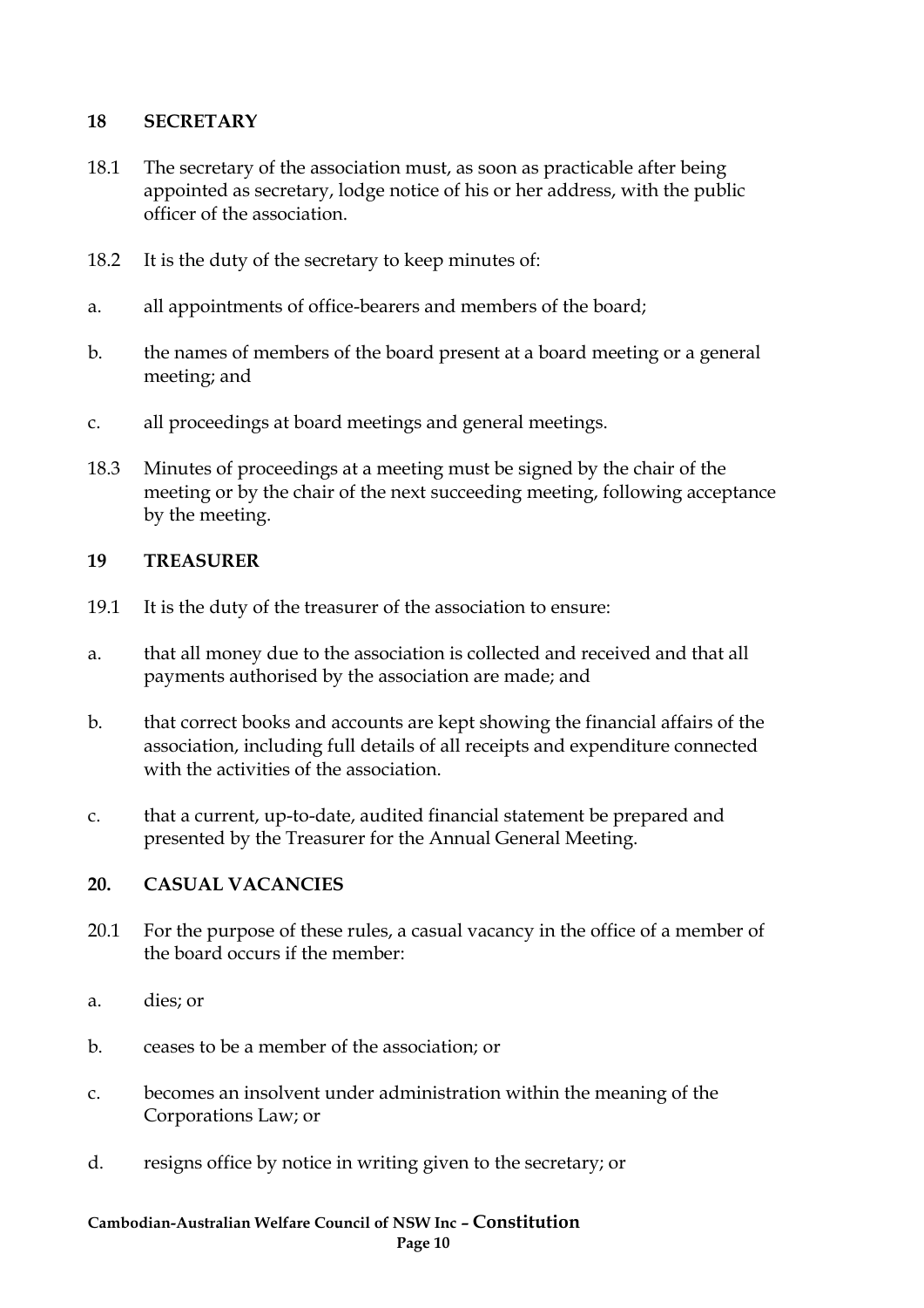## 18 SECRETARY

18.1 The secretary of the association must, as soon as practicable after being appointed as secretary, lodge notice of his or her address, with the public officer of the association.

18.2 It is the duty of the secretary to keep minutes of:

a. all appointments of office-bearers and members of the board;

b. the names of members of the board present at a board meeting or a general meeting; and

c. all proceedings at board meetings and general meetings.

18.3 Minutes of proceedings at a meeting must be signed by the chair of the meeting or by the chair of the next succeeding meeting, following acceptance by the meeting.

## 19 TREASURER

19.1 It is the duty of the treasurer of the association to ensure:

a. that all money due to the association is collected and received and that all payments authorised by the association are made; and

b. that correct books and accounts are kept showing the financial affairs of the association, including full details of all receipts and expenditure connected with the activities of the association.

c. that a current, up-to-date, audited financial statement be prepared and presented by the Treasurer for the Annual General Meeting.

## 20. CASUAL VACANCIES

20.1 For the purpose of these rules, a casual vacancy in the office of a member of the board occurs if the member:

a. dies; or

b. ceases to be a member of the association; or

c. becomes an insolvent under administration within the meaning of the Corporations Law; or

d. resigns office by notice in writing given to the secretary; or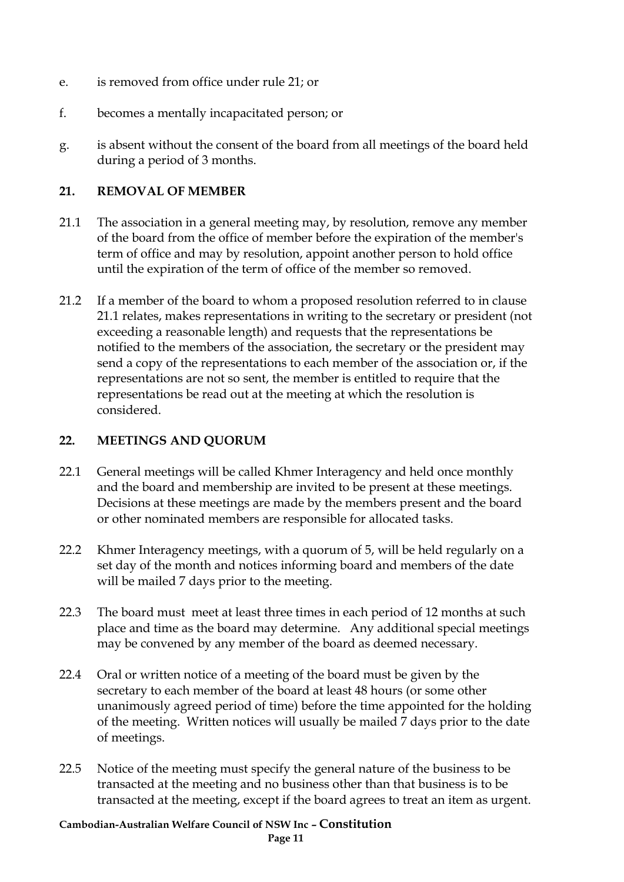e. is removed from office under rule 21; or

f. becomes a mentally incapacitated person; or

g. is absent without the consent of the board from all meetings of the board held during a period of 3 months.

## 21. REMOVAL OF MEMBER

21.1 The association in a general meeting may, by resolution, remove any member of the board from the office of member before the expiration of the member's term of office and may by resolution, appoint another person to hold office until the expiration of the term of office of the member so removed.

21.2 If a member of the board to whom a proposed resolution referred to in clause 21.1 relates, makes representations in writing to the secretary or president (not exceeding a reasonable length) and requests that the representations be notified to the members of the association, the secretary or the president may send a copy of the representations to each member of the association or, if the representations are not so sent, the member is entitled to require that the representations be read out at the meeting at which the resolution is considered.

## 22. MEETINGS AND QUORUM

22.1 General meetings will be called Khmer Interagency and held once monthly and the board and membership are invited to be present at these meetings. Decisions at these meetings are made by the members present and the board or other nominated members are responsible for allocated tasks.

22.2 Khmer Interagency meetings, with a quorum of 5, will be held regularly on a set day of the month and notices informing board and members of the date will be mailed 7 days prior to the meeting.

22.3 The board must meet at least three times in each period of 12 months at such place and time as the board may determine. Any additional special meetings may be convened by any member of the board as deemed necessary.

22.4 Oral or written notice of a meeting of the board must be given by the secretary to each member of the board at least 48 hours (or some other unanimously agreed period of time) before the time appointed for the holding of the meeting. Written notices will usually be mailed 7 days prior to the date of meetings.

22.5 Notice of the meeting must specify the general nature of the business to be transacted at the meeting and no business other than that business is to be transacted at the meeting, except if the board agrees to treat an item as urgent.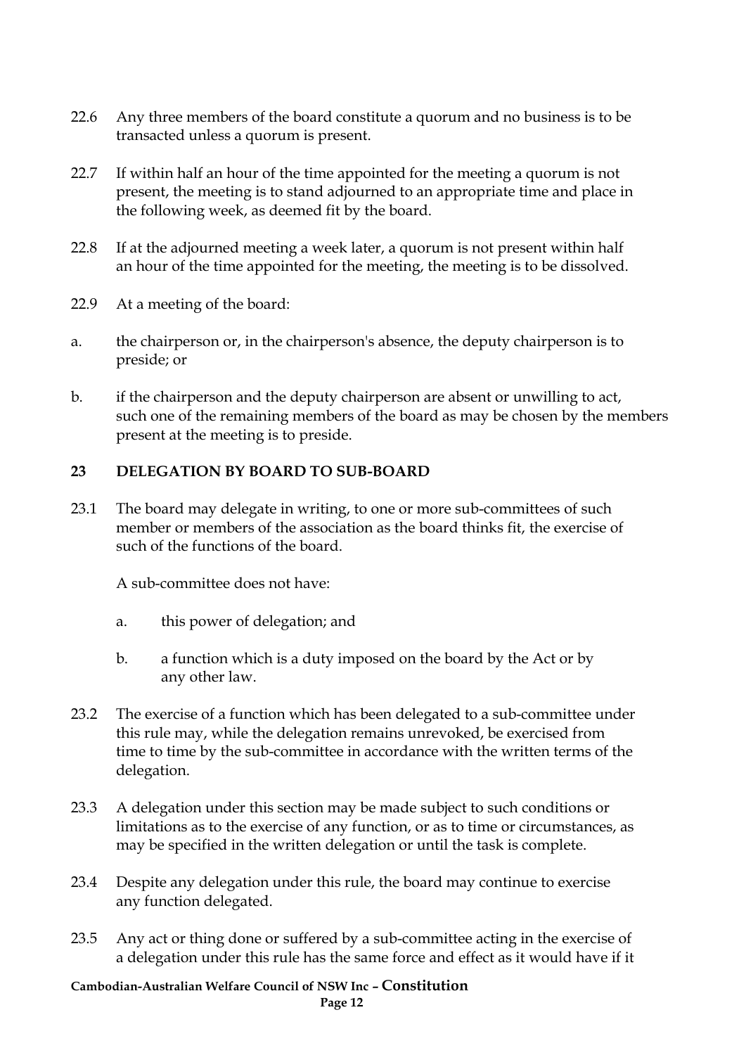22.6 Any three members of the board constitute a quorum and no business is to be transacted unless a quorum is present.

22.7 If within half an hour of the time appointed for the meeting a quorum is not present, the meeting is to stand adjourned to an appropriate time and place in the following week, as deemed fit by the board.

22.8 If at the adjourned meeting a week later, a quorum is not present within half an hour of the time appointed for the meeting, the meeting is to be dissolved.

22.9 At a meeting of the board:

a. the chairperson or, in the chairperson's absence, the deputy chairperson is to preside; or

b. if the chairperson and the deputy chairperson are absent or unwilling to act, such one of the remaining members of the board as may be chosen by the members present at the meeting is to preside.

## 23 DELEGATION BY BOARD TO SUB-BOARD

23.1 The board may delegate in writing, to one or more sub-committees of such member or members of the association as the board thinks fit, the exercise of such of the functions of the board.

A sub-committee does not have:

a. this power of delegation; and

b. a function which is a duty imposed on the board by the Act or by any other law.

23.2 The exercise of a function which has been delegated to a sub-committee under this rule may, while the delegation remains unrevoked, be exercised from time to time by the sub-committee in accordance with the written terms of the delegation.

23.3 A delegation under this section may be made subject to such conditions or limitations as to the exercise of any function, or as to time or circumstances, as may be specified in the written delegation or until the task is complete.

23.4 Despite any delegation under this rule, the board may continue to exercise any function delegated.

23.5 Any act or thing done or suffered by a sub-committee acting in the exercise of a delegation under this rule has the same force and effect as it would have if it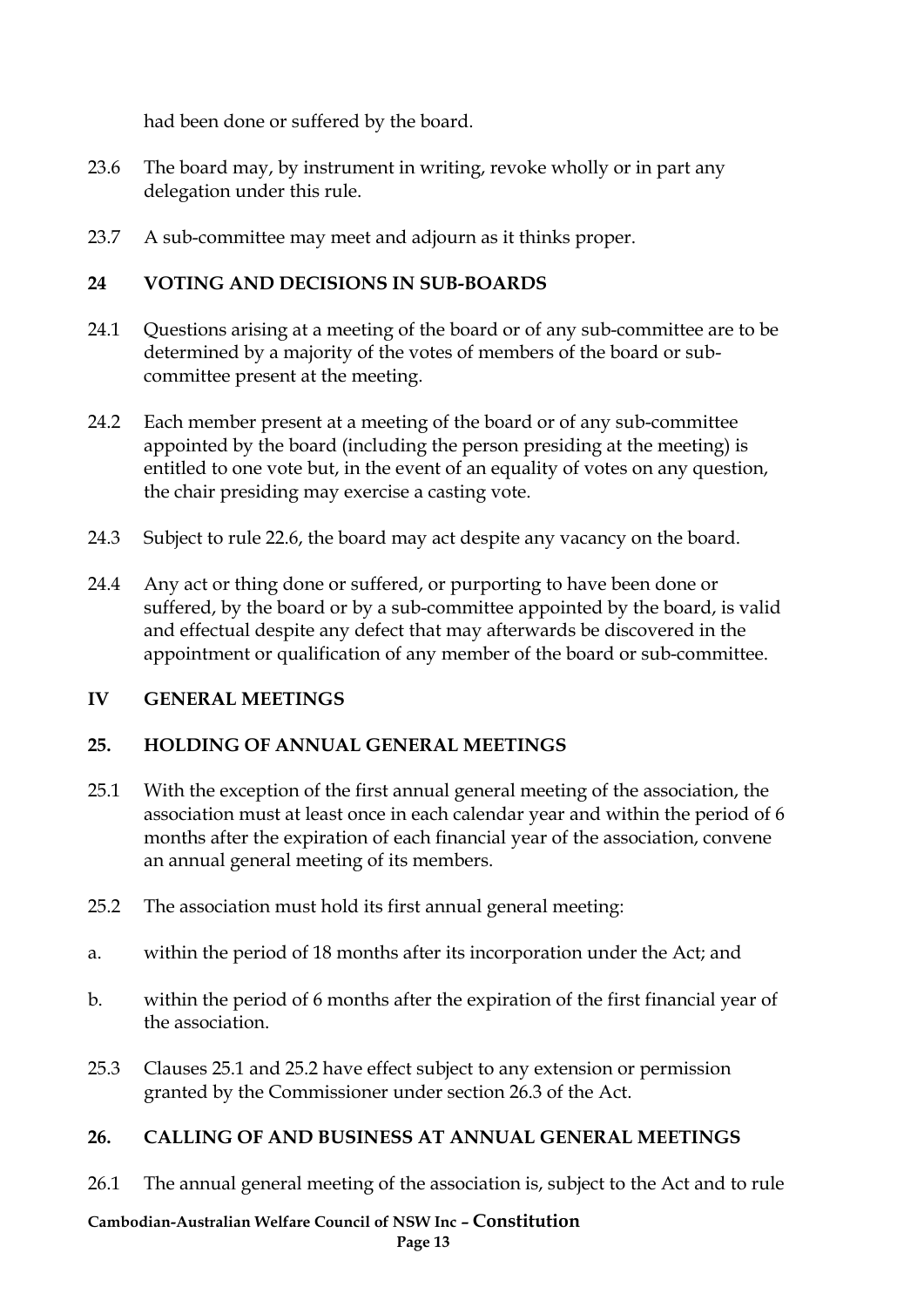had been done or suffered by the board.

23.6 The board may, by instrument in writing, revoke wholly or in part any delegation under this rule.

23.7 A sub-committee may meet and adjourn as it thinks proper.

## 24 VOTING AND DECISIONS IN SUB-BOARDS

24.1 Questions arising at a meeting of the board or of any sub-committee are to be determined by a majority of the votes of members of the board or sub-committee present at the meeting.

24.2 Each member present at a meeting of the board or of any sub-committee appointed by the board (including the person presiding at the meeting) is entitled to one vote but, in the event of an equality of votes on any question, the chair presiding may exercise a casting vote.

24.3 Subject to rule 22.6, the board may act despite any vacancy on the board.

24.4 Any act or thing done or suffered, or purporting to have been done or suffered, by the board or by a sub-committee appointed by the board, is valid and effectual despite any defect that may afterwards be discovered in the appointment or qualification of any member of the board or sub-committee.

# IV GENERAL MEETINGS

## 25. HOLDING OF ANNUAL GENERAL MEETINGS

25.1 With the exception of the first annual general meeting of the association, the association must at least once in each calendar year and within the period of 6 months after the expiration of each financial year of the association, convene an annual general meeting of its members.

25.2 The association must hold its first annual general meeting:

a. within the period of 18 months after its incorporation under the Act; and

b. within the period of 6 months after the expiration of the first financial year of the association.

25.3 Clauses 25.1 and 25.2 have effect subject to any extension or permission granted by the Commissioner under section 26.3 of the Act.

## 26. CALLING OF AND BUSINESS AT ANNUAL GENERAL MEETINGS

26.1 The annual general meeting of the association is, subject to the Act and to rule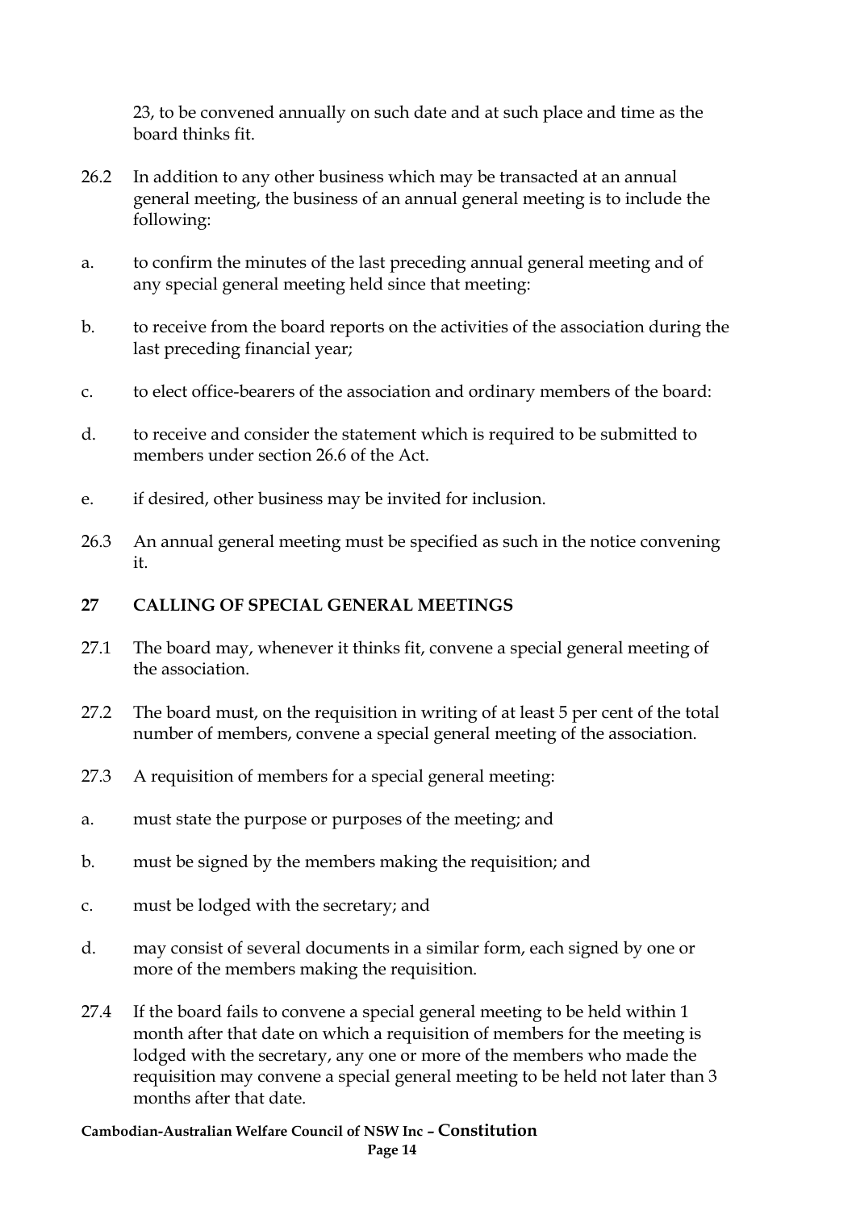23, to be convened annually on such date and at such place and time as the board thinks fit.

26.2 In addition to any other business which may be transacted at an annual general meeting, the business of an annual general meeting is to include the following:

a. to confirm the minutes of the last preceding annual general meeting and of any special general meeting held since that meeting:

b. to receive from the board reports on the activities of the association during the last preceding financial year;

c. to elect office-bearers of the association and ordinary members of the board:

d. to receive and consider the statement which is required to be submitted to members under section 26.6 of the Act.

e. if desired, other business may be invited for inclusion.

26.3 An annual general meeting must be specified as such in the notice convening it.

## 27 CALLING OF SPECIAL GENERAL MEETINGS

27.1 The board may, whenever it thinks fit, convene a special general meeting of the association.

27.2 The board must, on the requisition in writing of at least 5 per cent of the total number of members, convene a special general meeting of the association.

27.3 A requisition of members for a special general meeting:

a. must state the purpose or purposes of the meeting; and

b. must be signed by the members making the requisition; and

c. must be lodged with the secretary; and

d. may consist of several documents in a similar form, each signed by one or more of the members making the requisition.

27.4 If the board fails to convene a special general meeting to be held within 1 month after that date on which a requisition of members for the meeting is lodged with the secretary, any one or more of the members who made the requisition may convene a special general meeting to be held not later than 3 months after that date.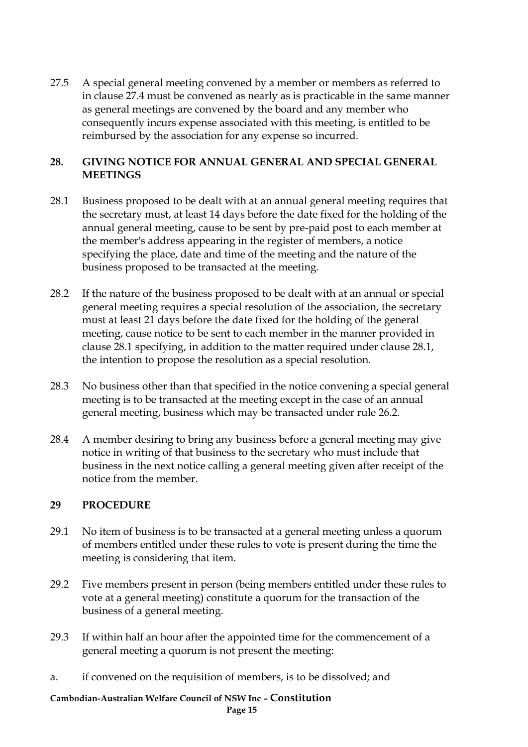27.5 A special general meeting convened by a member or members as referred to in clause 27.4 must be convened as nearly as is practicable in the same manner as general meetings are convened by the board and any member who consequently incurs expense associated with this meeting, is entitled to be reimbursed by the association for any expense so incurred.

## 28. GIVING NOTICE FOR ANNUAL GENERAL AND SPECIAL GENERAL MEETINGS

28.1 Business proposed to be dealt with at an annual general meeting requires that the secretary must, at least 14 days before the date fixed for the holding of the annual general meeting, cause to be sent by pre-paid post to each member at the member's address appearing in the register of members, a notice specifying the place, date and time of the meeting and the nature of the business proposed to be transacted at the meeting.

28.2 If the nature of the business proposed to be dealt with at an annual or special general meeting requires a special resolution of the association, the secretary must at least 21 days before the date fixed for the holding of the general meeting, cause notice to be sent to each member in the manner provided in clause 28.1 specifying, in addition to the matter required under clause 28.1, the intention to propose the resolution as a special resolution.

28.3 No business other than that specified in the notice convening a special general meeting is to be transacted at the meeting except in the case of an annual general meeting, business which may be transacted under rule 26.2.

28.4 A member desiring to bring any business before a general meeting may give notice in writing of that business to the secretary who must include that business in the next notice calling a general meeting given after receipt of the notice from the member.

## 29 PROCEDURE

29.1 No item of business is to be transacted at a general meeting unless a quorum of members entitled under these rules to vote is present during the time the meeting is considering that item.

29.2 Five members present in person (being members entitled under these rules to vote at a general meeting) constitute a quorum for the transaction of the business of a general meeting.

29.3 If within half an hour after the appointed time for the commencement of a general meeting a quorum is not present the meeting:

a. if convened on the requisition of members, is to be dissolved; and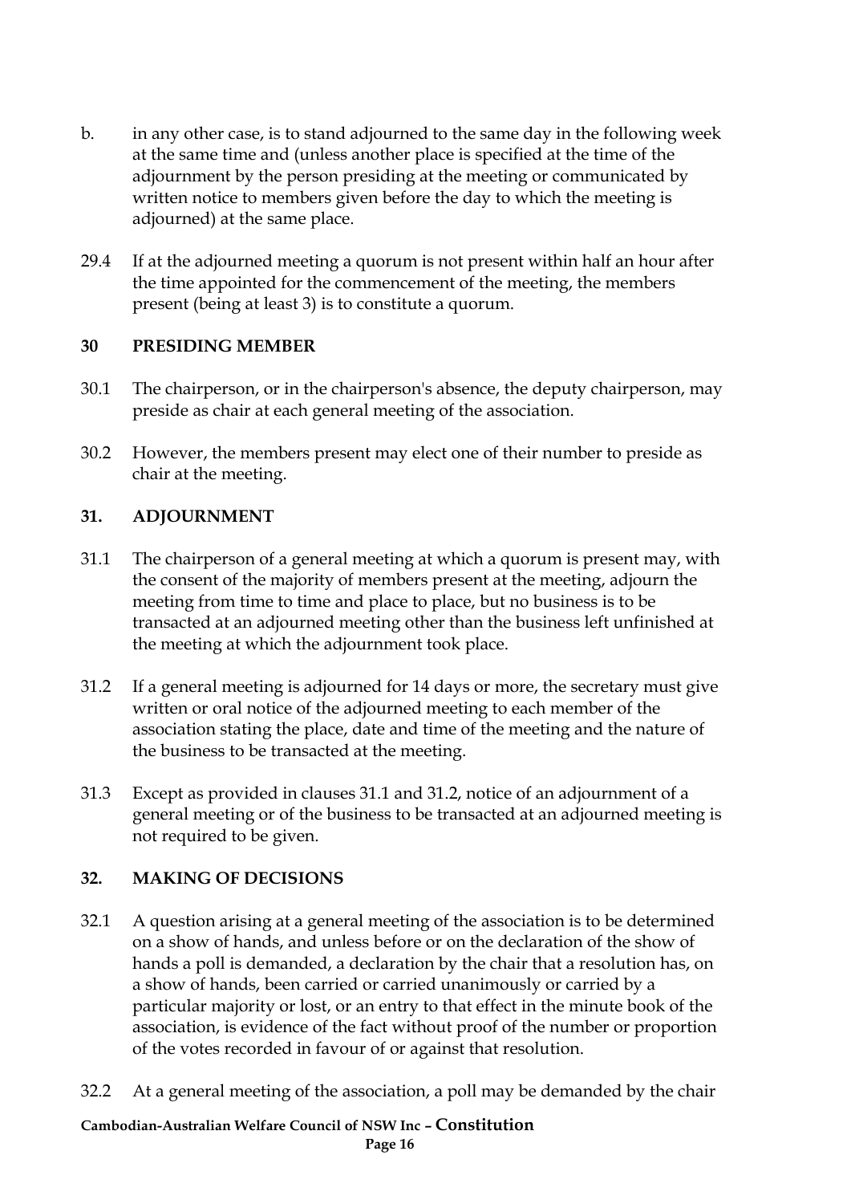b. in any other case, is to stand adjourned to the same day in the following week at the same time and (unless another place is specified at the time of the adjournment by the person presiding at the meeting or communicated by written notice to members given before the day to which the meeting is adjourned) at the same place.

29.4 If at the adjourned meeting a quorum is not present within half an hour after the time appointed for the commencement of the meeting, the members present (being at least 3) is to constitute a quorum.

### 30 PRESIDING MEMBER

30.1 The chairperson, or in the chairperson's absence, the deputy chairperson, may preside as chair at each general meeting of the association.

30.2 However, the members present may elect one of their number to preside as chair at the meeting.

### 31. ADJOURNMENT

31.1 The chairperson of a general meeting at which a quorum is present may, with the consent of the majority of members present at the meeting, adjourn the meeting from time to time and place to place, but no business is to be transacted at an adjourned meeting other than the business left unfinished at the meeting at which the adjournment took place.

31.2 If a general meeting is adjourned for 14 days or more, the secretary must give written or oral notice of the adjourned meeting to each member of the association stating the place, date and time of the meeting and the nature of the business to be transacted at the meeting.

31.3 Except as provided in clauses 31.1 and 31.2, notice of an adjournment of a general meeting or of the business to be transacted at an adjourned meeting is not required to be given.

### 32. MAKING OF DECISIONS

32.1 A question arising at a general meeting of the association is to be determined on a show of hands, and unless before or on the declaration of the show of hands a poll is demanded, a declaration by the chair that a resolution has, on a show of hands, been carried or carried unanimously or carried by a particular majority or lost, or an entry to that effect in the minute book of the association, is evidence of the fact without proof of the number or proportion of the votes recorded in favour of or against that resolution.

32.2 At a general meeting of the association, a poll may be demanded by the chair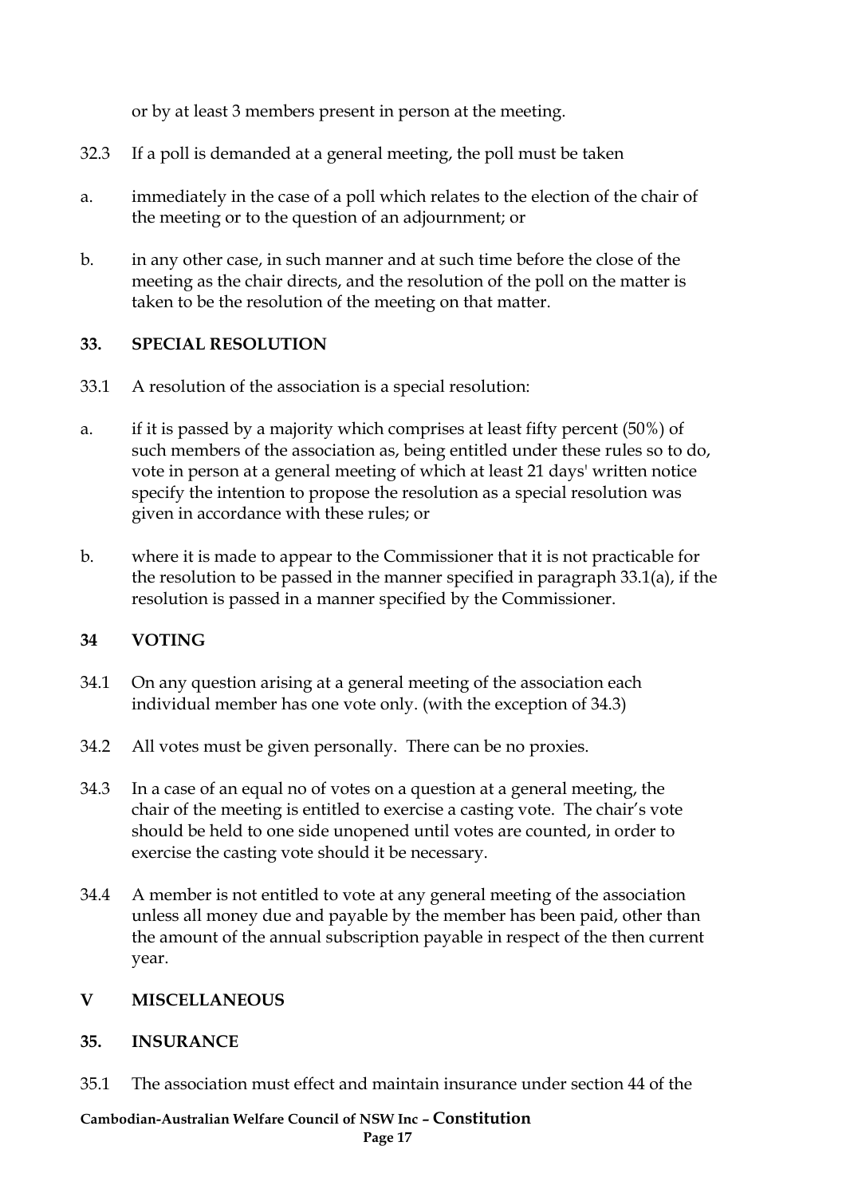or by at least 3 members present in person at the meeting.

32.3 If a poll is demanded at a general meeting, the poll must be taken

a. immediately in the case of a poll which relates to the election of the chair of the meeting or to the question of an adjournment; or

b. in any other case, in such manner and at such time before the close of the meeting as the chair directs, and the resolution of the poll on the matter is taken to be the resolution of the meeting on that matter.

### 33. SPECIAL RESOLUTION

33.1 A resolution of the association is a special resolution:

a. if it is passed by a majority which comprises at least fifty percent (50%) of such members of the association as, being entitled under these rules so to do, vote in person at a general meeting of which at least 21 days' written notice specify the intention to propose the resolution as a special resolution was given in accordance with these rules; or

b. where it is made to appear to the Commissioner that it is not practicable for the resolution to be passed in the manner specified in paragraph 33.1(a), if the resolution is passed in a manner specified by the Commissioner.

### 34 VOTING

34.1 On any question arising at a general meeting of the association each individual member has one vote only. (with the exception of 34.3)

34.2 All votes must be given personally. There can be no proxies.

34.3 In a case of an equal no of votes on a question at a general meeting, the chair of the meeting is entitled to exercise a casting vote. The chair's vote should be held to one side unopened until votes are counted, in order to exercise the casting vote should it be necessary.

34.4 A member is not entitled to vote at any general meeting of the association unless all money due and payable by the member has been paid, other than the amount of the annual subscription payable in respect of the then current year.

## V MISCELLANEOUS

### 35. INSURANCE

35.1 The association must effect and maintain insurance under section 44 of the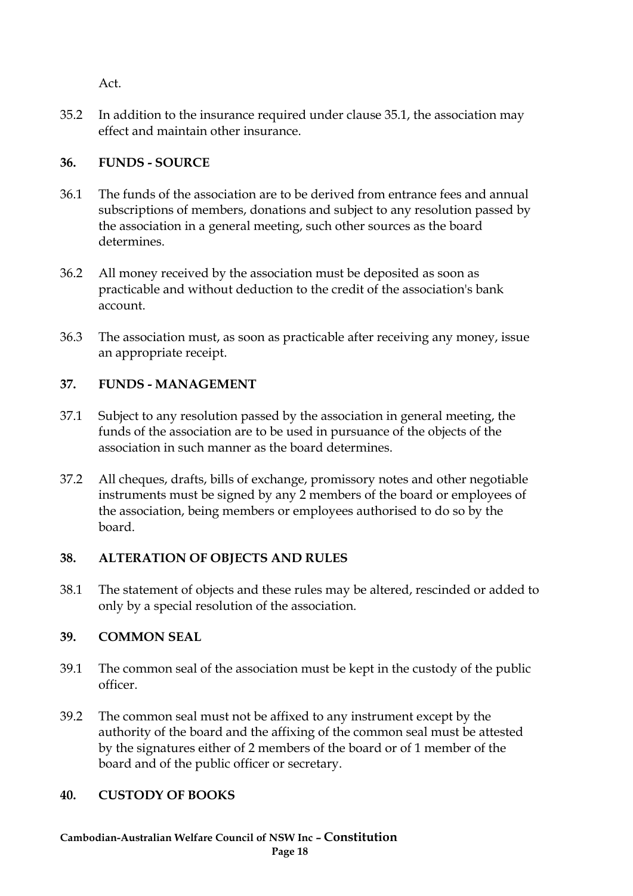Act.

35.2 In addition to the insurance required under clause 35.1, the association may effect and maintain other insurance.

### 36. FUNDS - SOURCE

36.1 The funds of the association are to be derived from entrance fees and annual subscriptions of members, donations and subject to any resolution passed by the association in a general meeting, such other sources as the board determines.

36.2 All money received by the association must be deposited as soon as practicable and without deduction to the credit of the association's bank account.

36.3 The association must, as soon as practicable after receiving any money, issue an appropriate receipt.

### 37. FUNDS - MANAGEMENT

37.1 Subject to any resolution passed by the association in general meeting, the funds of the association are to be used in pursuance of the objects of the association in such manner as the board determines.

37.2 All cheques, drafts, bills of exchange, promissory notes and other negotiable instruments must be signed by any 2 members of the board or employees of the association, being members or employees authorised to do so by the board.

### 38. ALTERATION OF OBJECTS AND RULES

38.1 The statement of objects and these rules may be altered, rescinded or added to only by a special resolution of the association.

### 39. COMMON SEAL

39.1 The common seal of the association must be kept in the custody of the public officer.

39.2 The common seal must not be affixed to any instrument except by the authority of the board and the affixing of the common seal must be attested by the signatures either of 2 members of the board or of 1 member of the board and of the public officer or secretary.

### 40. CUSTODY OF BOOKS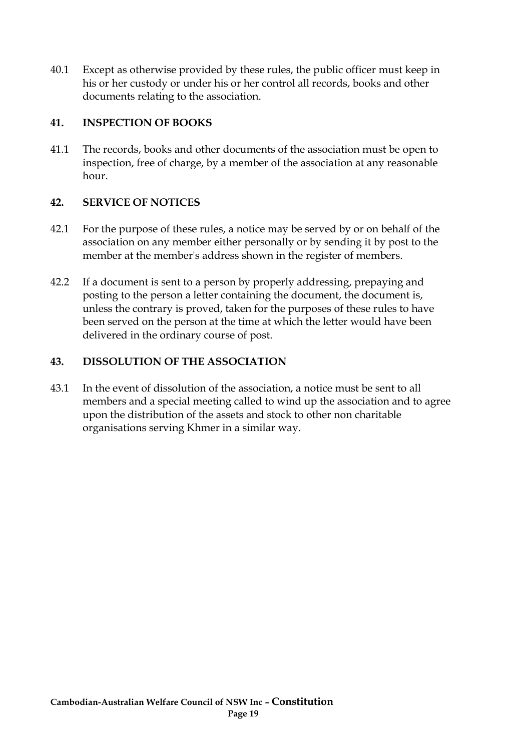40.1 Except as otherwise provided by these rules, the public officer must keep in his or her custody or under his or her control all records, books and other documents relating to the association.

## 41. INSPECTION OF BOOKS

41.1 The records, books and other documents of the association must be open to inspection, free of charge, by a member of the association at any reasonable hour.

## 42. SERVICE OF NOTICES

42.1 For the purpose of these rules, a notice may be served by or on behalf of the association on any member either personally or by sending it by post to the member at the member's address shown in the register of members.

42.2 If a document is sent to a person by properly addressing, prepaying and posting to the person a letter containing the document, the document is, unless the contrary is proved, taken for the purposes of these rules to have been served on the person at the time at which the letter would have been delivered in the ordinary course of post.

## 43. DISSOLUTION OF THE ASSOCIATION

43.1 In the event of dissolution of the association, a notice must be sent to all members and a special meeting called to wind up the association and to agree upon the distribution of the assets and stock to other non charitable organisations serving Khmer in a similar way.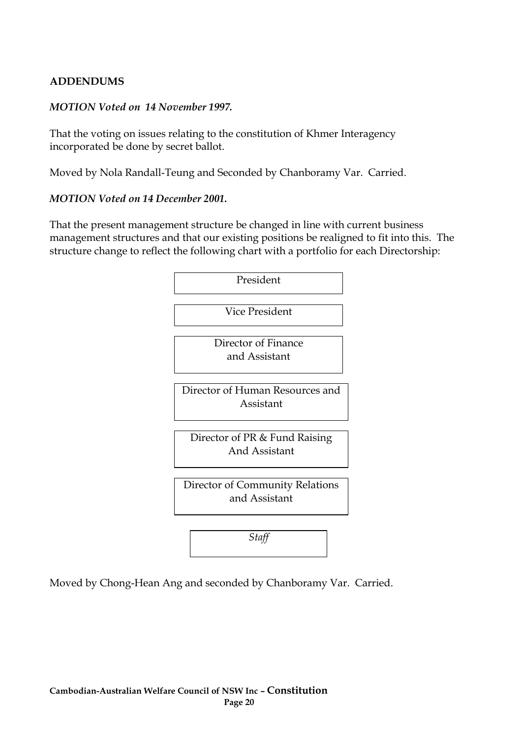**ADDENDUMS**

***MOTION Voted on 14 November 1997.***

That the voting on issues relating to the constitution of Khmer Interagency incorporated be done by secret ballot.

Moved by Nola Randall-Teung and Seconded by Chanboramy Var. Carried.

***MOTION Voted on 14 December 2001.***

That the present management structure be changed in line with current business management structures and that our existing positions be realigned to fit into this. The structure change to reflect the following chart with a portfolio for each Directorship:

- President
- Vice President
- Director of Finance and Assistant
- Director of Human Resources and Assistant
- Director of PR & Fund Raising And Assistant
- Director of Community Relations and Assistant
- *Staff*

Moved by Chong-Hean Ang and seconded by Chanboramy Var. Carried.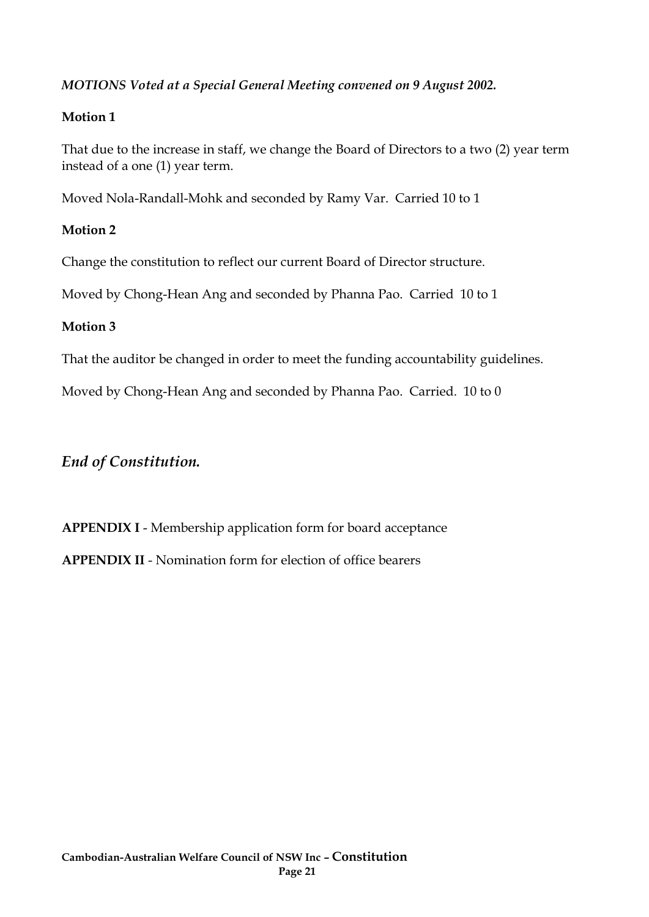*MOTIONS Voted at a Special General Meeting convened on 9 August 2002.*

**Motion 1**

That due to the increase in staff, we change the Board of Directors to a two (2) year term instead of a one (1) year term.

Moved Nola-Randall-Mohk and seconded by Ramy Var. Carried 10 to 1

**Motion 2**

Change the constitution to reflect our current Board of Director structure.

Moved by Chong-Hean Ang and seconded by Phanna Pao. Carried 10 to 1

**Motion 3**

That the auditor be changed in order to meet the funding accountability guidelines.

Moved by Chong-Hean Ang and seconded by Phanna Pao. Carried. 10 to 0

## *End of Constitution.*

**APPENDIX I** - Membership application form for board acceptance

**APPENDIX II** - Nomination form for election of office bearers